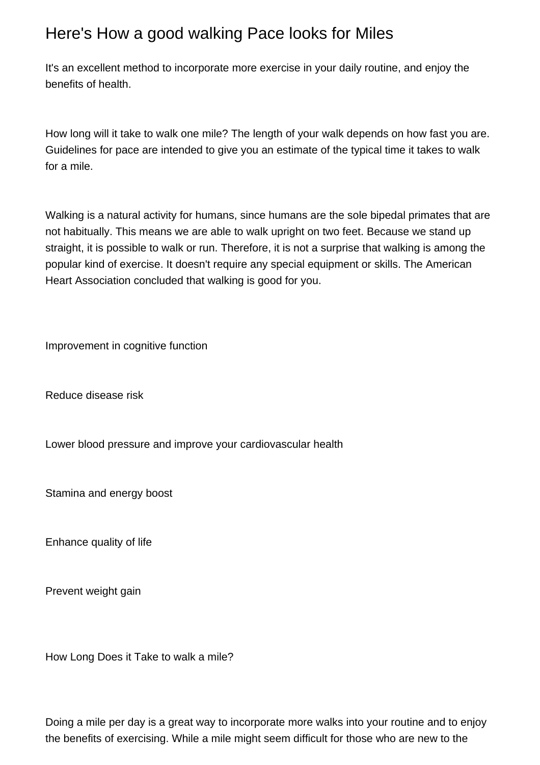# Here's How a good walking Pace looks for Miles

It's an excellent method to incorporate more exercise in your daily routine, and enjoy the benefits of health.

How long will it take to walk one mile? The length of your walk depends on how fast you are. Guidelines for pace are intended to give you an estimate of the typical time it takes to walk for a mile.

Walking is a natural activity for humans, since humans are the sole bipedal primates that are not habitually. This means we are able to walk upright on two feet. Because we stand up straight, it is possible to walk or run. Therefore, it is not a surprise that walking is among the popular kind of exercise. It doesn't require any special equipment or skills. The American Heart Association concluded that walking is good for you.

Improvement in cognitive function

Reduce disease risk

Lower blood pressure and improve your cardiovascular health

Stamina and energy boost

Enhance quality of life

Prevent weight gain

How Long Does it Take to walk a mile?

Doing a mile per day is a great way to incorporate more walks into your routine and to enjoy the benefits of exercising. While a mile might seem difficult for those who are new to the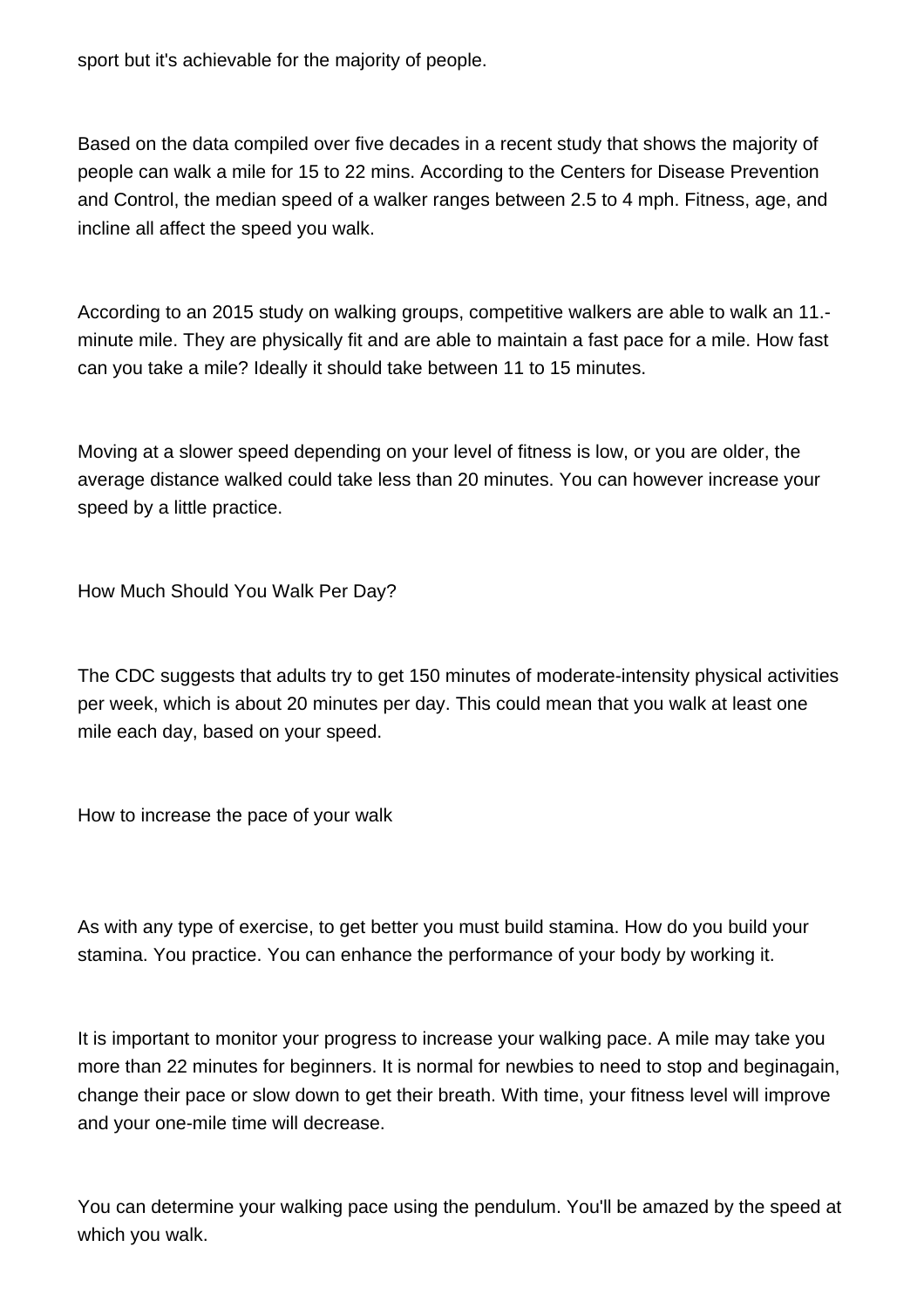sport but it's achievable for the majority of people.

Based on the data compiled over five decades in a recent study that shows the majority of people can walk a mile for 15 to 22 mins. According to the Centers for Disease Prevention and Control, the median speed of a walker ranges between 2.5 to 4 mph. Fitness, age, and incline all affect the speed you walk.

According to an 2015 study on walking groups, competitive walkers are able to walk an 11.-minute mile. They are physically fit and are able to maintain a fast pace for a mile. How fast can you take a mile? Ideally it should take between 11 to 15 minutes.

Moving at a slower speed depending on your level of fitness is low, or you are older, the average distance walked could take less than 20 minutes. You can however increase your speed by a little practice.

## How Much Should You Walk Per Day?

The CDC suggests that adults try to get 150 minutes of moderate-intensity physical activities per week, which is about 20 minutes per day. This could mean that you walk at least one mile each day, based on your speed.

## How to increase the pace of your walk

As with any type of exercise, to get better you must build stamina. How do you build your stamina. You practice. You can enhance the performance of your body by working it.

It is important to monitor your progress to increase your walking pace. A mile may take you more than 22 minutes for beginners. It is normal for newbies to need to stop and beginagain, change their pace or slow down to get their breath. With time, your fitness level will improve and your one-mile time will decrease.

You can determine your walking pace using the pendulum. You'll be amazed by the speed at which you walk.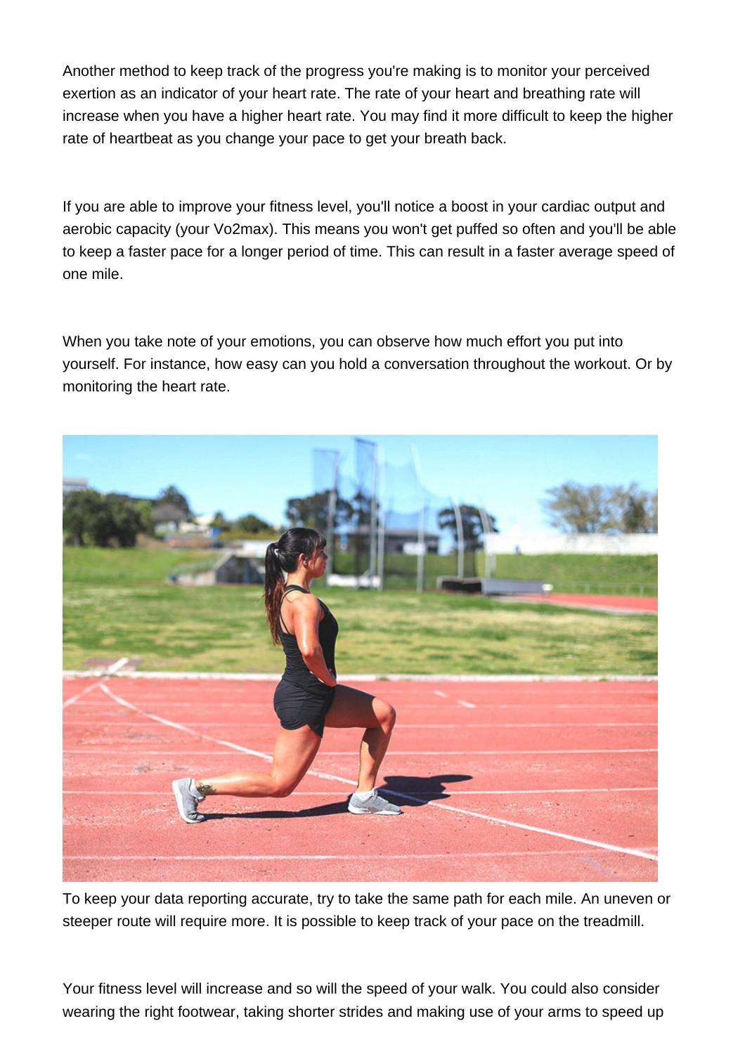Another method to keep track of the progress you're making is to monitor your perceived exertion as an indicator of your heart rate. The rate of your heart and breathing rate will increase when you have a higher heart rate. You may find it more difficult to keep the higher rate of heartbeat as you change your pace to get your breath back.

If you are able to improve your fitness level, you'll notice a boost in your cardiac output and aerobic capacity (your Vo2max). This means you won't get puffed so often and you'll be able to keep a faster pace for a longer period of time. This can result in a faster average speed of one mile.

When you take note of your emotions, you can observe how much effort you put into yourself. For instance, how easy can you hold a conversation throughout the workout. Or by monitoring the heart rate.

To keep your data reporting accurate, try to take the same path for each mile. An uneven or steeper route will require more. It is possible to keep track of your pace on the treadmill.

Your fitness level will increase and so will the speed of your walk. You could also consider wearing the right footwear, taking shorter strides and making use of your arms to speed up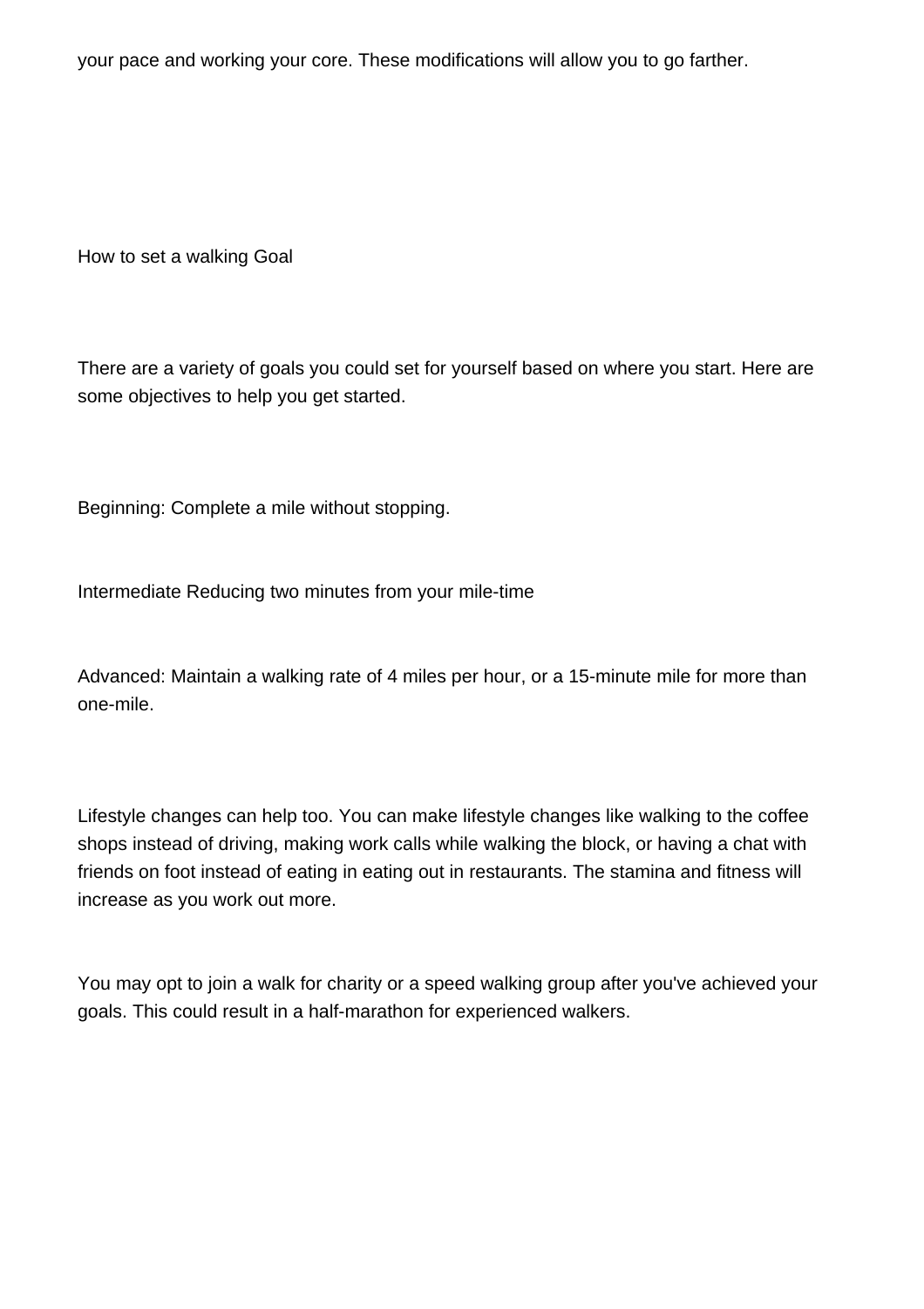your pace and working your core. These modifications will allow you to go farther.

## How to set a walking Goal

There are a variety of goals you could set for yourself based on where you start. Here are some objectives to help you get started.

Beginning: Complete a mile without stopping.

Intermediate Reducing two minutes from your mile-time

Advanced: Maintain a walking rate of 4 miles per hour, or a 15-minute mile for more than one-mile.

Lifestyle changes can help too. You can make lifestyle changes like walking to the coffee shops instead of driving, making work calls while walking the block, or having a chat with friends on foot instead of eating in eating out in restaurants. The stamina and fitness will increase as you work out more.

You may opt to join a walk for charity or a speed walking group after you've achieved your goals. This could result in a half-marathon for experienced walkers.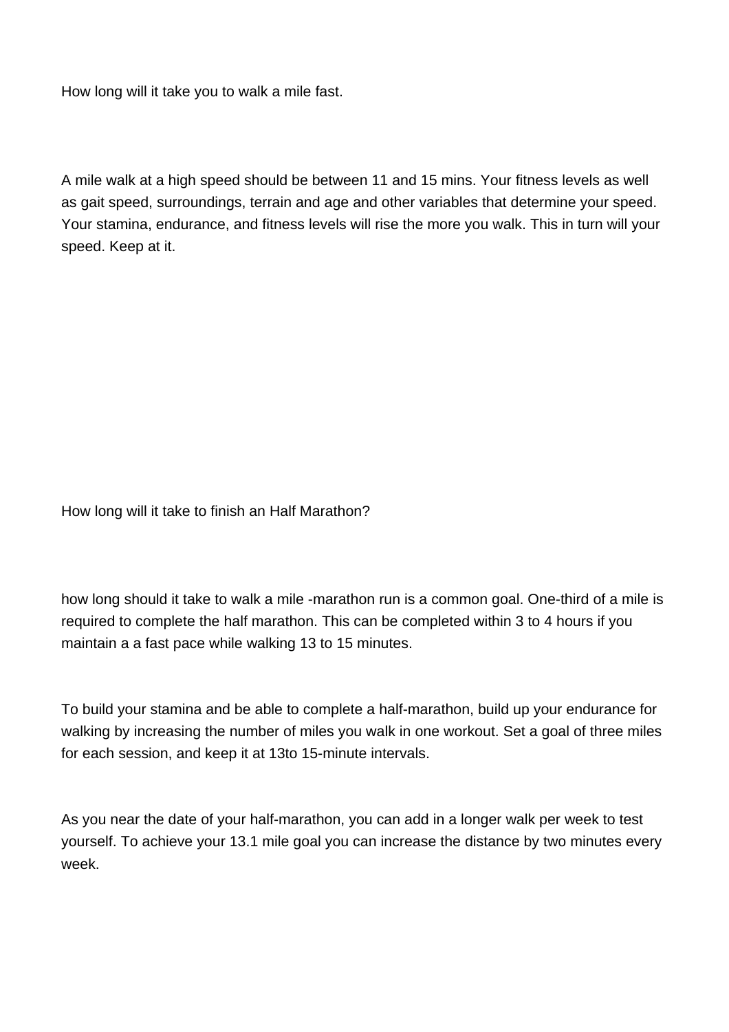How long will it take you to walk a mile fast.

A mile walk at a high speed should be between 11 and 15 mins. Your fitness levels as well as gait speed, surroundings, terrain and age and other variables that determine your speed. Your stamina, endurance, and fitness levels will rise the more you walk. This in turn will your speed. Keep at it.

How long will it take to finish an Half Marathon?

how long should it take to walk a mile -marathon run is a common goal. One-third of a mile is required to complete the half marathon. This can be completed within 3 to 4 hours if you maintain a a fast pace while walking 13 to 15 minutes.

To build your stamina and be able to complete a half-marathon, build up your endurance for walking by increasing the number of miles you walk in one workout. Set a goal of three miles for each session, and keep it at 13to 15-minute intervals.

As you near the date of your half-marathon, you can add in a longer walk per week to test yourself. To achieve your 13.1 mile goal you can increase the distance by two minutes every week.